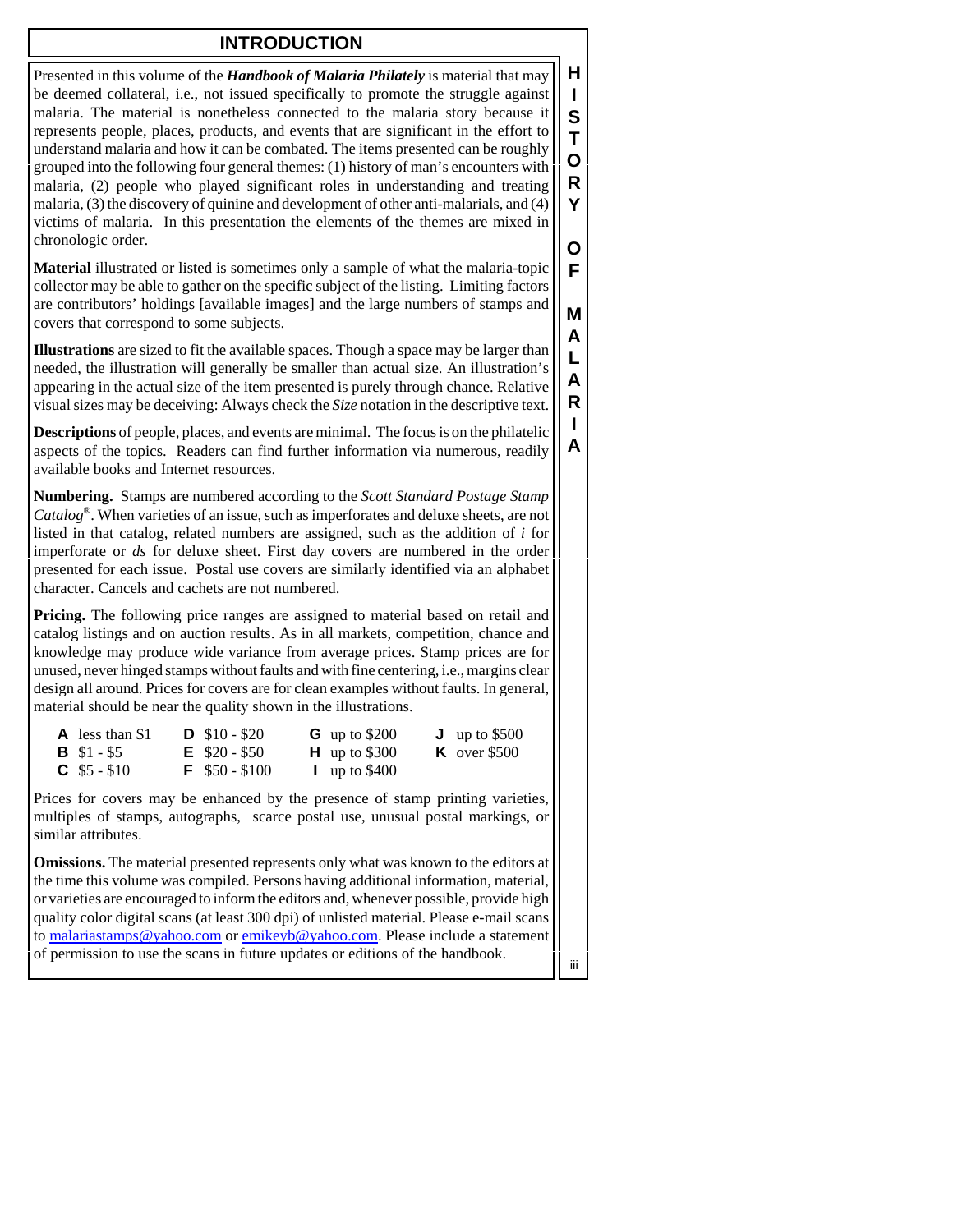# INTRODUCTION

Presented in this volume of the ***Handbook of Malaria Philately*** is material that may be deemed collateral, i.e., not issued specifically to promote the struggle against malaria. The material is nonetheless connected to the malaria story because it represents people, places, products, and events that are significant in the effort to understand malaria and how it can be combated. The items presented can be roughly grouped into the following four general themes: (1) history of man's encounters with malaria, (2) people who played significant roles in understanding and treating malaria, (3) the discovery of quinine and development of other anti-malarials, and (4) victims of malaria. In this presentation the elements of the themes are mixed in chronologic order.

**Material** illustrated or listed is sometimes only a sample of what the malaria-topic collector may be able to gather on the specific subject of the listing. Limiting factors are contributors' holdings [available images] and the large numbers of stamps and covers that correspond to some subjects.

**Illustrations** are sized to fit the available spaces. Though a space may be larger than needed, the illustration will generally be smaller than actual size. An illustration's appearing in the actual size of the item presented is purely through chance. Relative visual sizes may be deceiving: Always check the *Size* notation in the descriptive text.

**Descriptions** of people, places, and events are minimal. The focus is on the philatelic aspects of the topics. Readers can find further information via numerous, readily available books and Internet resources.

**Numbering.** Stamps are numbered according to the *Scott Standard Postage Stamp Catalog®*. When varieties of an issue, such as imperforates and deluxe sheets, are not listed in that catalog, related numbers are assigned, such as the addition of *i* for imperforate or *ds* for deluxe sheet. First day covers are numbered in the order presented for each issue. Postal use covers are similarly identified via an alphabet character. Cancels and cachets are not numbered.

**Pricing.** The following price ranges are assigned to material based on retail and catalog listings and on auction results. As in all markets, competition, chance and knowledge may produce wide variance from average prices. Stamp prices are for unused, never hinged stamps without faults and with fine centering, i.e., margins clear design all around. Prices for covers are for clean examples without faults. In general, material should be near the quality shown in the illustrations.

| | | | |
|---|---|---|---|
| **A** less than $1 | **D** $10 - $20 | **G** up to $200 | **J** up to $500 |
| **B** $1 - $5 | **E** $20 - $50 | **H** up to $300 | **K** over $500 |
| **C** $5 - $10 | **F** $50 - $100 | **I** up to $400 | |

Prices for covers may be enhanced by the presence of stamp printing varieties, multiples of stamps, autographs, scarce postal use, unusual postal markings, or similar attributes.

**Omissions.** The material presented represents only what was known to the editors at the time this volume was compiled. Persons having additional information, material, or varieties are encouraged to inform the editors and, whenever possible, provide high quality color digital scans (at least 300 dpi) of unlisted material. Please e-mail scans to malariastamps@yahoo.com or emikeyb@yahoo.com. Please include a statement of permission to use the scans in future updates or editions of the handbook.